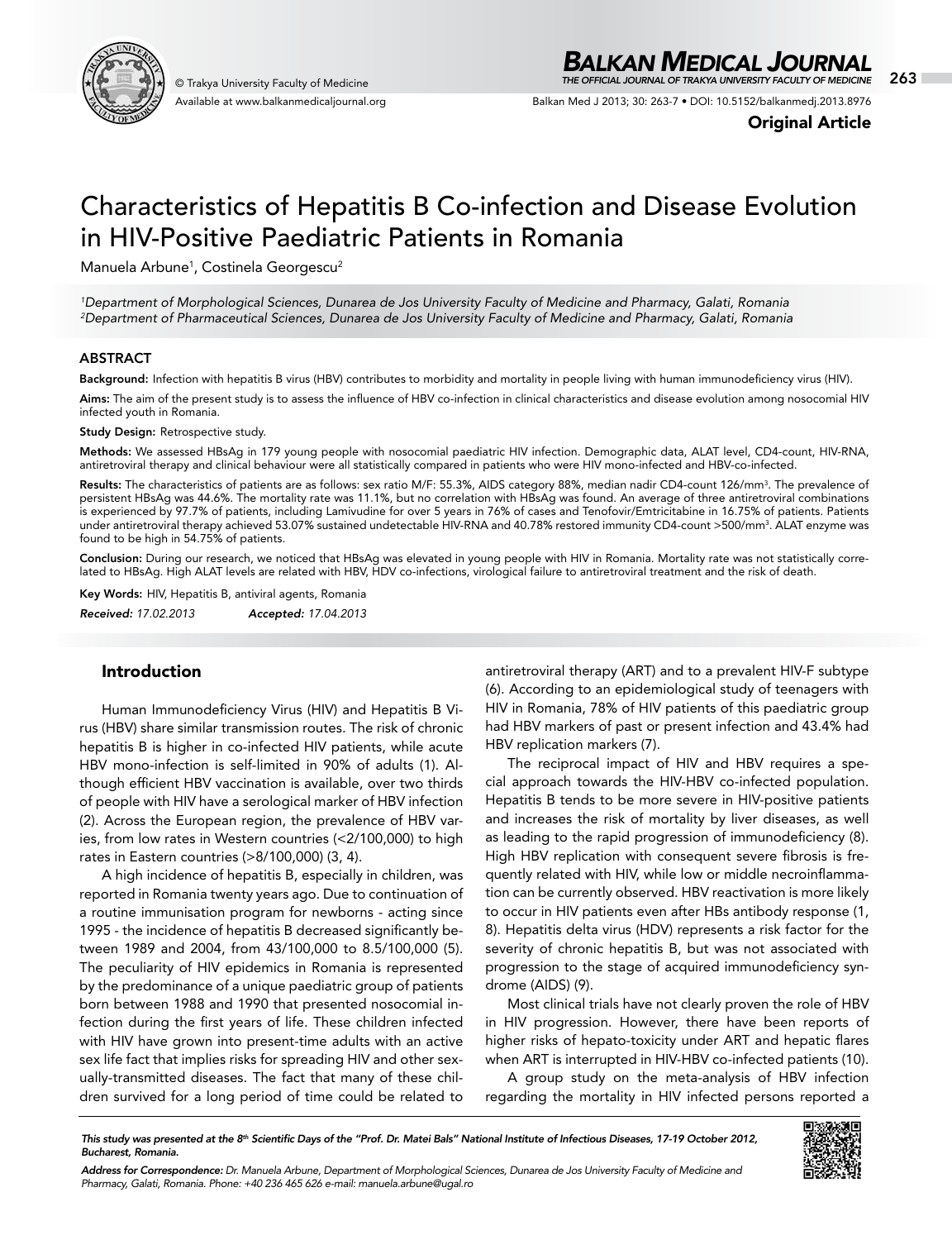Original Article

# Characteristics of Hepatitis B Co-infection and Disease Evolution in HIV-Positive Paediatric Patients in Romania

Manuela Arbune[1], Costinela Georgescu[2]

[1]*Department of Morphological Sciences, Dunarea de Jos University Faculty of Medicine and Pharmacy, Galati, Romania*
[2]*Department of Pharmaceutical Sciences, Dunarea de Jos University Faculty of Medicine and Pharmacy, Galati, Romania*

## ABSTRACT

**Background:** Infection with hepatitis B virus (HBV) contributes to morbidity and mortality in people living with human immunodeficiency virus (HIV).

**Aims:** The aim of the present study is to assess the influence of HBV co-infection in clinical characteristics and disease evolution among nosocomial HIV infected youth in Romania.

**Study Design:** Retrospective study.

**Methods:** We assessed HBsAg in 179 young people with nosocomial paediatric HIV infection. Demographic data, ALAT level, CD4-count, HIV-RNA, antiretroviral therapy and clinical behaviour were all statistically compared in patients who were HIV mono-infected and HBV-co-infected.

**Results:** The characteristics of patients are as follows: sex ratio M/F: 55.3%, AIDS category 88%, median nadir CD4-count 126/mm$^3$. The prevalence of persistent HBsAg was 44.6%. The mortality rate was 11.1%, but no correlation with HBsAg was found. An average of three antiretroviral combinations is experienced by 97.7% of patients, including Lamivudine for over 5 years in 76% of cases and Tenofovir/Emtricitabine in 16.75% of patients. Patients under antiretroviral therapy achieved 53.07% sustained undetectable HIV-RNA and 40.78% restored immunity CD4-count >500/mm$^3$. ALAT enzyme was found to be high in 54.75% of patients.

**Conclusion:** During our research, we noticed that HBsAg was elevated in young people with HIV in Romania. Mortality rate was not statistically correlated to HBsAg. High ALAT levels are related with HBV, HDV co-infections, virological failure to antiretroviral treatment and the risk of death.

**Key Words:** HIV, Hepatitis B, antiviral agents, Romania

***Received:*** *17.02.2013* ***Accepted:*** *17.04.2013*

## Introduction

Human Immunodeficiency Virus (HIV) and Hepatitis B Virus (HBV) share similar transmission routes. The risk of chronic hepatitis B is higher in co-infected HIV patients, while acute HBV mono-infection is self-limited in 90% of adults (1). Although efficient HBV vaccination is available, over two thirds of people with HIV have a serological marker of HBV infection (2). Across the European region, the prevalence of HBV varies, from low rates in Western countries (<2/100,000) to high rates in Eastern countries (>8/100,000) (3, 4).

A high incidence of hepatitis B, especially in children, was reported in Romania twenty years ago. Due to continuation of a routine immunisation program for newborns - acting since 1995 - the incidence of hepatitis B decreased significantly between 1989 and 2004, from 43/100,000 to 8.5/100,000 (5). The peculiarity of HIV epidemics in Romania is represented by the predominance of a unique paediatric group of patients born between 1988 and 1990 that presented nosocomial infection during the first years of life. These children infected with HIV have grown into present-time adults with an active sex life fact that implies risks for spreading HIV and other sexually-transmitted diseases. The fact that many of these children survived for a long period of time could be related to antiretroviral therapy (ART) and to a prevalent HIV-F subtype (6). According to an epidemiological study of teenagers with HIV in Romania, 78% of HIV patients of this paediatric group had HBV markers of past or present infection and 43.4% had HBV replication markers (7).

The reciprocal impact of HIV and HBV requires a special approach towards the HIV-HBV co-infected population. Hepatitis B tends to be more severe in HIV-positive patients and increases the risk of mortality by liver diseases, as well as leading to the rapid progression of immunodeficiency (8). High HBV replication with consequent severe fibrosis is frequently related with HIV, while low or middle necroinflammation can be currently observed. HBV reactivation is more likely to occur in HIV patients even after HBs antibody response (1, 8). Hepatitis delta virus (HDV) represents a risk factor for the severity of chronic hepatitis B, but was not associated with progression to the stage of acquired immunodeficiency syndrome (AIDS) (9).

Most clinical trials have not clearly proven the role of HBV in HIV progression. However, there have been reports of higher risks of hepato-toxicity under ART and hepatic flares when ART is interrupted in HIV-HBV co-infected patients (10).

A group study on the meta-analysis of HBV infection regarding the mortality in HIV infected persons reported a

*This study was presented at the 8th Scientific Days of the "Prof. Dr. Matei Bals" National Institute of Infectious Diseases, 17-19 October 2012, Bucharest, Romania.*

***Address for Correspondence:*** *Dr. Manuela Arbune, Department of Morphological Sciences, Dunarea de Jos University Faculty of Medicine and Pharmacy, Galati, Romania. Phone: +40 236 465 626 e-mail: manuela.arbune@ugal.ro*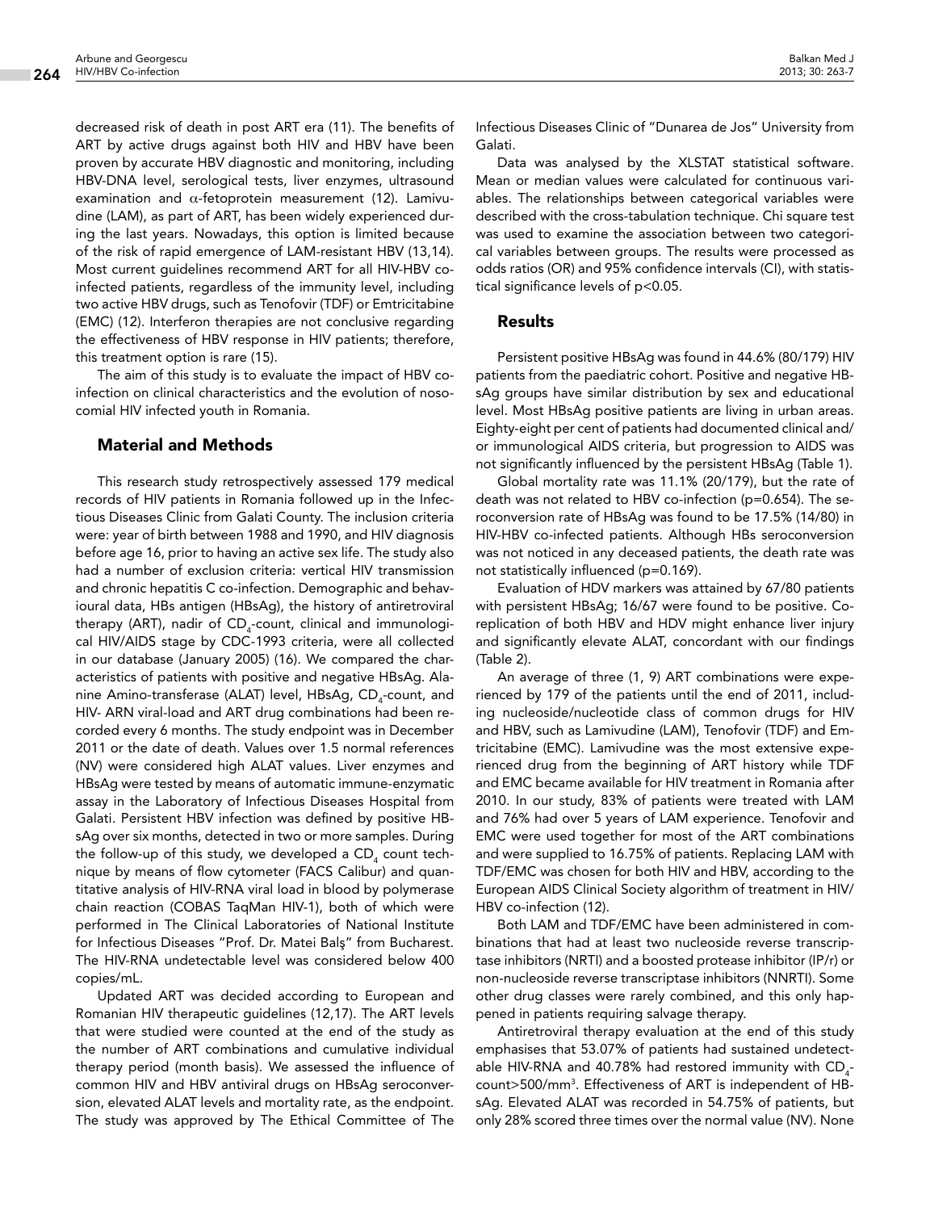decreased risk of death in post ART era (11). The benefits of ART by active drugs against both HIV and HBV have been proven by accurate HBV diagnostic and monitoring, including HBV-DNA level, serological tests, liver enzymes, ultrasound examination and $\alpha$-fetoprotein measurement (12). Lamivudine (LAM), as part of ART, has been widely experienced during the last years. Nowadays, this option is limited because of the risk of rapid emergence of LAM-resistant HBV (13,14). Most current guidelines recommend ART for all HIV-HBV co-infected patients, regardless of the immunity level, including two active HBV drugs, such as Tenofovir (TDF) or Emtricitabine (EMC) (12). Interferon therapies are not conclusive regarding the effectiveness of HBV response in HIV patients; therefore, this treatment option is rare (15).

The aim of this study is to evaluate the impact of HBV co-infection on clinical characteristics and the evolution of nosocomial HIV infected youth in Romania.

## Material and Methods

This research study retrospectively assessed 179 medical records of HIV patients in Romania followed up in the Infectious Diseases Clinic from Galati County. The inclusion criteria were: year of birth between 1988 and 1990, and HIV diagnosis before age 16, prior to having an active sex life. The study also had a number of exclusion criteria: vertical HIV transmission and chronic hepatitis C co-infection. Demographic and behavioural data, HBs antigen (HBsAg), the history of antiretroviral therapy (ART), nadir of $CD_4$-count, clinical and immunological HIV/AIDS stage by CDC-1993 criteria, were all collected in our database (January 2005) (16). We compared the characteristics of patients with positive and negative HBsAg. Alanine Amino-transferase (ALAT) level, HBsAg, $CD_4$-count, and HIV- ARN viral-load and ART drug combinations had been recorded every 6 months. The study endpoint was in December 2011 or the date of death. Values over 1.5 normal references (NV) were considered high ALAT values. Liver enzymes and HBsAg were tested by means of automatic immune-enzymatic assay in the Laboratory of Infectious Diseases Hospital from Galati. Persistent HBV infection was defined by positive HBsAg over six months, detected in two or more samples. During the follow-up of this study, we developed a $CD_4$ count technique by means of flow cytometer (FACS Calibur) and quantitative analysis of HIV-RNA viral load in blood by polymerase chain reaction (COBAS TaqMan HIV-1), both of which were performed in The Clinical Laboratories of National Institute for Infectious Diseases "Prof. Dr. Matei Balş" from Bucharest. The HIV-RNA undetectable level was considered below 400 copies/mL.

Updated ART was decided according to European and Romanian HIV therapeutic guidelines (12,17). The ART levels that were studied were counted at the end of the study as the number of ART combinations and cumulative individual therapy period (month basis). We assessed the influence of common HIV and HBV antiviral drugs on HBsAg seroconversion, elevated ALAT levels and mortality rate, as the endpoint. The study was approved by The Ethical Committee of The Infectious Diseases Clinic of "Dunarea de Jos" University from Galati.

Data was analysed by the XLSTAT statistical software. Mean or median values were calculated for continuous variables. The relationships between categorical variables were described with the cross-tabulation technique. Chi square test was used to examine the association between two categorical variables between groups. The results were processed as odds ratios (OR) and 95% confidence intervals (CI), with statistical significance levels of $p<0.05$.

## Results

Persistent positive HBsAg was found in 44.6% (80/179) HIV patients from the paediatric cohort. Positive and negative HBsAg groups have similar distribution by sex and educational level. Most HBsAg positive patients are living in urban areas. Eighty-eight per cent of patients had documented clinical and/ or immunological AIDS criteria, but progression to AIDS was not significantly influenced by the persistent HBsAg (Table 1).

Global mortality rate was 11.1% (20/179), but the rate of death was not related to HBV co-infection ($p=0.654$). The seroconversion rate of HBsAg was found to be 17.5% (14/80) in HIV-HBV co-infected patients. Although HBs seroconversion was not noticed in any deceased patients, the death rate was not statistically influenced ($p=0.169$).

Evaluation of HDV markers was attained by 67/80 patients with persistent HBsAg; 16/67 were found to be positive. Co-replication of both HBV and HDV might enhance liver injury and significantly elevate ALAT, concordant with our findings (Table 2).

An average of three (1, 9) ART combinations were experienced by 179 of the patients until the end of 2011, including nucleoside/nucleotide class of common drugs for HIV and HBV, such as Lamivudine (LAM), Tenofovir (TDF) and Emtricitabine (EMC). Lamivudine was the most extensive experienced drug from the beginning of ART history while TDF and EMC became available for HIV treatment in Romania after 2010. In our study, 83% of patients were treated with LAM and 76% had over 5 years of LAM experience. Tenofovir and EMC were used together for most of the ART combinations and were supplied to 16.75% of patients. Replacing LAM with TDF/EMC was chosen for both HIV and HBV, according to the European AIDS Clinical Society algorithm of treatment in HIV/ HBV co-infection (12).

Both LAM and TDF/EMC have been administered in combinations that had at least two nucleoside reverse transcriptase inhibitors (NRTI) and a boosted protease inhibitor (IP/r) or non-nucleoside reverse transcriptase inhibitors (NNRTI). Some other drug classes were rarely combined, and this only happened in patients requiring salvage therapy.

Antiretroviral therapy evaluation at the end of this study emphasises that 53.07% of patients had sustained undetectable HIV-RNA and 40.78% had restored immunity with $CD_4$-count>500/mm$^3$. Effectiveness of ART is independent of HBsAg. Elevated ALAT was recorded in 54.75% of patients, but only 28% scored three times over the normal value (NV). None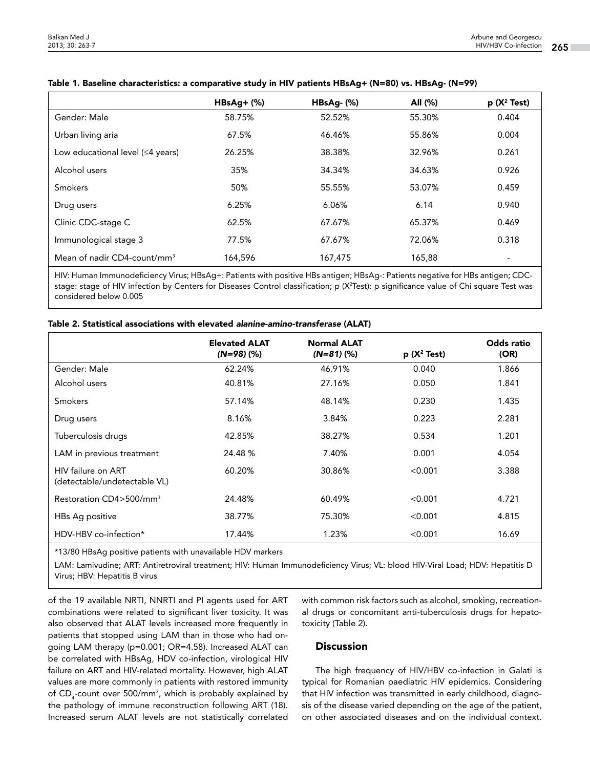**Table 1. Baseline characteristics: a comparative study in HIV patients HBsAg+ (N=80) vs. HBsAg- (N=99)**

| | HBsAg+ (%) | HBsAg- (%) | All (%) | p ($X^2$ Test) |
|---|---|---|---|---|
| Gender: Male | 58.75% | 52.52% | 55.30% | 0.404 |
| Urban living aria | 67.5% | 46.46% | 55.86% | 0.004 |
| Low educational level (≤4 years) | 26.25% | 38.38% | 32.96% | 0.261 |
| Alcohol users | 35% | 34.34% | 34.63% | 0.926 |
| Smokers | 50% | 55.55% | 53.07% | 0.459 |
| Drug users | 6.25% | 6.06% | 6.14 | 0.940 |
| Clinic CDC-stage C | 62.5% | 67.67% | 65.37% | 0.469 |
| Immunological stage 3 | 77.5% | 67.67% | 72.06% | 0.318 |
| Mean of nadir CD4-count/mm$^3$ | 164,596 | 167,475 | 165,88 | - |

HIV: Human Immunodeficiency Virus; HBsAg+: Patients with positive HBs antigen; HBsAg-: Patients negative for HBs antigen; CDC-stage: stage of HIV infection by Centers for Diseases Control classification; p ($X^2$Test): p significance value of Chi square Test was considered below 0.005

**Table 2. Statistical associations with elevated *alanine-amino-transferase* (ALAT)**

| | Elevated ALAT *(N=98)* (%) | Normal ALAT *(N=81)* (%) | p ($X^2$ Test) | Odds ratio (OR) |
|---|---|---|---|---|
| Gender: Male | 62.24% | 46.91% | 0.040 | 1.866 |
| Alcohol users | 40.81% | 27.16% | 0.050 | 1.841 |
| Smokers | 57.14% | 48.14% | 0.230 | 1.435 |
| Drug users | 8.16% | 3.84% | 0.223 | 2.281 |
| Tuberculosis drugs | 42.85% | 38.27% | 0.534 | 1.201 |
| LAM in previous treatment | 24.48 % | 7.40% | 0.001 | 4.054 |
| HIV failure on ART (detectable/undetectable VL) | 60.20% | 30.86% | <0.001 | 3.388 |
| Restoration CD4>500/mm$^3$ | 24.48% | 60.49% | <0.001 | 4.721 |
| HBs Ag positive | 38.77% | 75.30% | <0.001 | 4.815 |
| HDV-HBV co-infection* | 17.44% | 1.23% | <0.001 | 16.69 |

*13/80 HBsAg positive patients with unavailable HDV markers

LAM: Lamivudine; ART: Antiretroviral treatment; HIV: Human Immunodeficiency Virus; VL: blood HIV-Viral Load; HDV: Hepatitis D Virus; HBV: Hepatitis B virus

of the 19 available NRTI, NNRTI and PI agents used for ART combinations were related to significant liver toxicity. It was also observed that ALAT levels increased more frequently in patients that stopped using LAM than in those who had ongoing LAM therapy (p=0.001; OR=4.58). Increased ALAT can be correlated with HBsAg, HDV co-infection, virological HIV failure on ART and HIV-related mortality. However, high ALAT values are more commonly in patients with restored immunity of $CD_4$-count over 500/mm$^3$, which is probably explained by the pathology of immune reconstruction following ART (18). Increased serum ALAT levels are not statistically correlated with common risk factors such as alcohol, smoking, recreational drugs or concomitant anti-tuberculosis drugs for hepatotoxicity (Table 2).

## Discussion

The high frequency of HIV/HBV co-infection in Galati is typical for Romanian paediatric HIV epidemics. Considering that HIV infection was transmitted in early childhood, diagnosis of the disease varied depending on the age of the patient, on other associated diseases and on the individual context.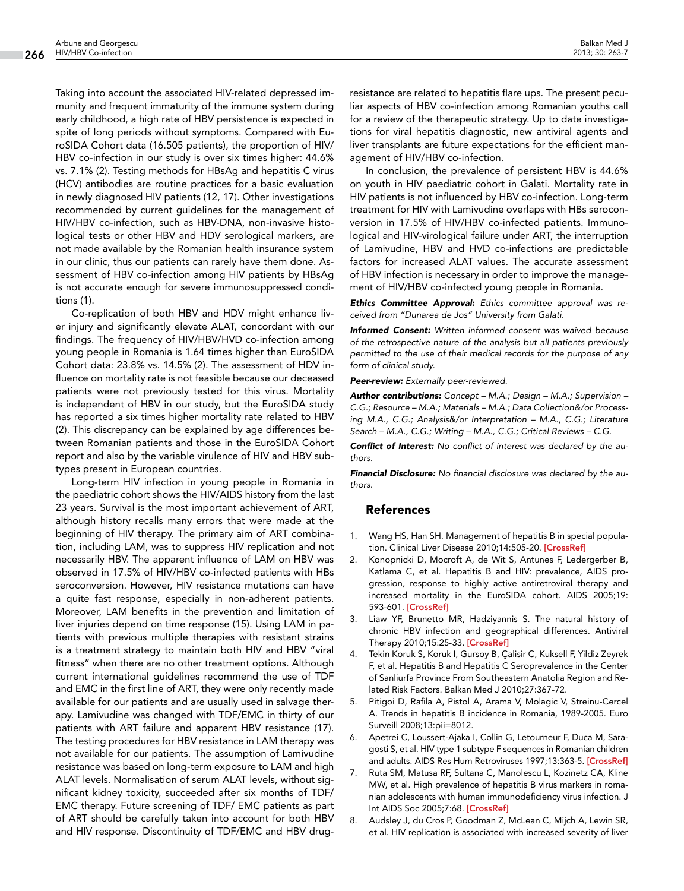Taking into account the associated HIV-related depressed immunity and frequent immaturity of the immune system during early childhood, a high rate of HBV persistence is expected in spite of long periods without symptoms. Compared with EuroSIDA Cohort data (16.505 patients), the proportion of HIV/HBV co-infection in our study is over six times higher: 44.6% vs. 7.1% (2). Testing methods for HBsAg and hepatitis C virus (HCV) antibodies are routine practices for a basic evaluation in newly diagnosed HIV patients (12, 17). Other investigations recommended by current guidelines for the management of HIV/HBV co-infection, such as HBV-DNA, non-invasive histological tests or other HBV and HDV serological markers, are not made available by the Romanian health insurance system in our clinic, thus our patients can rarely have them done. Assessment of HBV co-infection among HIV patients by HBsAg is not accurate enough for severe immunosuppressed conditions (1).

Co-replication of both HBV and HDV might enhance liver injury and significantly elevate ALAT, concordant with our findings. The frequency of HIV/HBV/HVD co-infection among young people in Romania is 1.64 times higher than EuroSIDA Cohort data: 23.8% vs. 14.5% (2). The assessment of HDV influence on mortality rate is not feasible because our deceased patients were not previously tested for this virus. Mortality is independent of HBV in our study, but the EuroSIDA study has reported a six times higher mortality rate related to HBV (2). This discrepancy can be explained by age differences between Romanian patients and those in the EuroSIDA Cohort report and also by the variable virulence of HIV and HBV subtypes present in European countries.

Long-term HIV infection in young people in Romania in the paediatric cohort shows the HIV/AIDS history from the last 23 years. Survival is the most important achievement of ART, although history recalls many errors that were made at the beginning of HIV therapy. The primary aim of ART combination, including LAM, was to suppress HIV replication and not necessarily HBV. The apparent influence of LAM on HBV was observed in 17.5% of HIV/HBV co-infected patients with HBs seroconversion. However, HIV resistance mutations can have a quite fast response, especially in non-adherent patients. Moreover, LAM benefits in the prevention and limitation of liver injuries depend on time response (15). Using LAM in patients with previous multiple therapies with resistant strains is a treatment strategy to maintain both HIV and HBV "viral fitness" when there are no other treatment options. Although current international guidelines recommend the use of TDF and EMC in the first line of ART, they were only recently made available for our patients and are usually used in salvage therapy. Lamivudine was changed with TDF/EMC in thirty of our patients with ART failure and apparent HBV resistance (17). The testing procedures for HBV resistance in LAM therapy was not available for our patients. The assumption of Lamivudine resistance was based on long-term exposure to LAM and high ALAT levels. Normalisation of serum ALAT levels, without significant kidney toxicity, succeeded after six months of TDF/EMC therapy. Future screening of TDF/ EMC patients as part of ART should be carefully taken into account for both HBV and HIV response. Discontinuity of TDF/EMC and HBV drug-resistance are related to hepatitis flare ups. The present peculiar aspects of HBV co-infection among Romanian youths call for a review of the therapeutic strategy. Up to date investigations for viral hepatitis diagnostic, new antiviral agents and liver transplants are future expectations for the efficient management of HIV/HBV co-infection.

In conclusion, the prevalence of persistent HBV is 44.6% on youth in HIV paediatric cohort in Galati. Mortality rate in HIV patients is not influenced by HBV co-infection. Long-term treatment for HIV with Lamivudine overlaps with HBs seroconversion in 17.5% of HIV/HBV co-infected patients. Immunological and HIV-virological failure under ART, the interruption of Lamivudine, HBV and HVD co-infections are predictable factors for increased ALAT values. The accurate assessment of HBV infection is necessary in order to improve the management of HIV/HBV co-infected young people in Romania.

***Ethics Committee Approval:*** *Ethics committee approval was received from "Dunarea de Jos" University from Galati.*

***Informed Consent:*** *Written informed consent was waived because of the retrospective nature of the analysis but all patients previously permitted to the use of their medical records for the purpose of any form of clinical study.*

***Peer-review:*** *Externally peer-reviewed.*

***Author contributions:*** *Concept – M.A.; Design – M.A.; Supervision – C.G.; Resource – M.A.; Materials – M.A.; Data Collection&/or Processing M.A., C.G.; Analysis&/or Interpretation – M.A., C.G.; Literature Search – M.A., C.G.; Writing – M.A., C.G.; Critical Reviews – C.G.*

***Conflict of Interest:*** *No conflict of interest was declared by the authors.*

***Financial Disclosure:*** *No financial disclosure was declared by the authors.*

## References

1. Wang HS, Han SH. Management of hepatitis B in special population. Clinical Liver Disease 2010;14:505-20. [CrossRef]
2. Konopnicki D, Mocroft A, de Wit S, Antunes F, Ledergerber B, Katlama C, et al. Hepatitis B and HIV: prevalence, AIDS progression, response to highly active antiretroviral therapy and increased mortality in the EuroSIDA cohort. AIDS 2005;19: 593-601. [CrossRef]
3. Liaw YF, Brunetto MR, Hadziyannis S. The natural history of chronic HBV infection and geographical differences. Antiviral Therapy 2010;15:25-33. [CrossRef]
4. Tekin Koruk S, Koruk I, Gursoy B, Çalisir C, Kuksell F, Yildiz Zeyrek F, et al. Hepatitis B and Hepatitis C Seroprevalence in the Center of Sanliurfa Province From Southeastern Anatolia Region and Related Risk Factors. Balkan Med J 2010;27:367-72.
5. Pitigoi D, Rafila A, Pistol A, Arama V, Molagic V, Streinu-Cercel A. Trends in hepatitis B incidence in Romania, 1989-2005. Euro Surveill 2008;13:pii=8012.
6. Apetrei C, Loussert-Ajaka I, Collin G, Letourneur F, Duca M, Saragosti S, et al. HIV type 1 subtype F sequences in Romanian children and adults. AIDS Res Hum Retroviruses 1997;13:363-5. [CrossRef]
7. Ruta SM, Matusa RF, Sultana C, Manolescu L, Kozinetz CA, Kline MW, et al. High prevalence of hepatitis B virus markers in romanian adolescents with human immunodeficiency virus infection. J Int AIDS Soc 2005;7:68. [CrossRef]
8. Audsley J, du Cros P, Goodman Z, McLean C, Mijch A, Lewin SR, et al. HIV replication is associated with increased severity of liver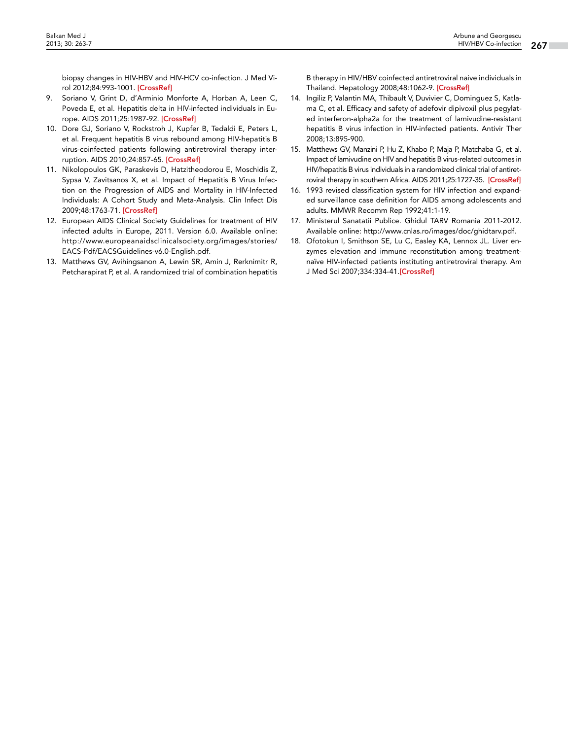biopsy changes in HIV-HBV and HIV-HCV co-infection. J Med Virol 2012;84:993-1001. [CrossRef]

9. Soriano V, Grint D, d'Arminio Monforte A, Horban A, Leen C, Poveda E, et al. Hepatitis delta in HIV-infected individuals in Europe. AIDS 2011;25:1987-92. [CrossRef]
10. Dore GJ, Soriano V, Rockstroh J, Kupfer B, Tedaldi E, Peters L, et al. Frequent hepatitis B virus rebound among HIV-hepatitis B virus-coinfected patients following antiretroviral therapy interruption. AIDS 2010;24:857-65. [CrossRef]
11. Nikolopoulos GK, Paraskevis D, Hatzitheodorou E, Moschidis Z, Sypsa V, Zavitsanos X, et al. Impact of Hepatitis B Virus Infection on the Progression of AIDS and Mortality in HIV-Infected Individuals: A Cohort Study and Meta-Analysis. Clin Infect Dis 2009;48:1763-71. [CrossRef]
12. European AIDS Clinical Society Guidelines for treatment of HIV infected adults in Europe, 2011. Version 6.0. Available online: http://www.europeanaidsclinicalsociety.org/images/stories/EACS-Pdf/EACSGuidelines-v6.0-English.pdf.
13. Matthews GV, Avihingsanon A, Lewin SR, Amin J, Rerknimitr R, Petcharapirat P, et al. A randomized trial of combination hepatitis B therapy in HIV/HBV coinfected antiretroviral naive individuals in Thailand. Hepatology 2008;48:1062-9. [CrossRef]
14. Ingiliz P, Valantin MA, Thibault V, Duvivier C, Dominguez S, Katlama C, et al. Efficacy and safety of adefovir dipivoxil plus pegylated interferon-alpha2a for the treatment of lamivudine-resistant hepatitis B virus infection in HIV-infected patients. Antivir Ther 2008;13:895-900.
15. Matthews GV, Manzini P, Hu Z, Khabo P, Maja P, Matchaba G, et al. Impact of lamivudine on HIV and hepatitis B virus-related outcomes in HIV/hepatitis B virus individuals in a randomized clinical trial of antiretroviral therapy in southern Africa. AIDS 2011;25:1727-35. [CrossRef]
16. 1993 revised classification system for HIV infection and expanded surveillance case definition for AIDS among adolescents and adults. MMWR Recomm Rep 1992;41:1-19.
17. Ministerul Sanatatii Publice. Ghidul TARV Romania 2011-2012. Available online: http://www.cnlas.ro/images/doc/ghidtarv.pdf.
18. Ofotokun I, Smithson SE, Lu C, Easley KA, Lennox JL. Liver enzymes elevation and immune reconstitution among treatment-naïve HIV-infected patients instituting antiretroviral therapy. Am J Med Sci 2007;334:334-41.[CrossRef]